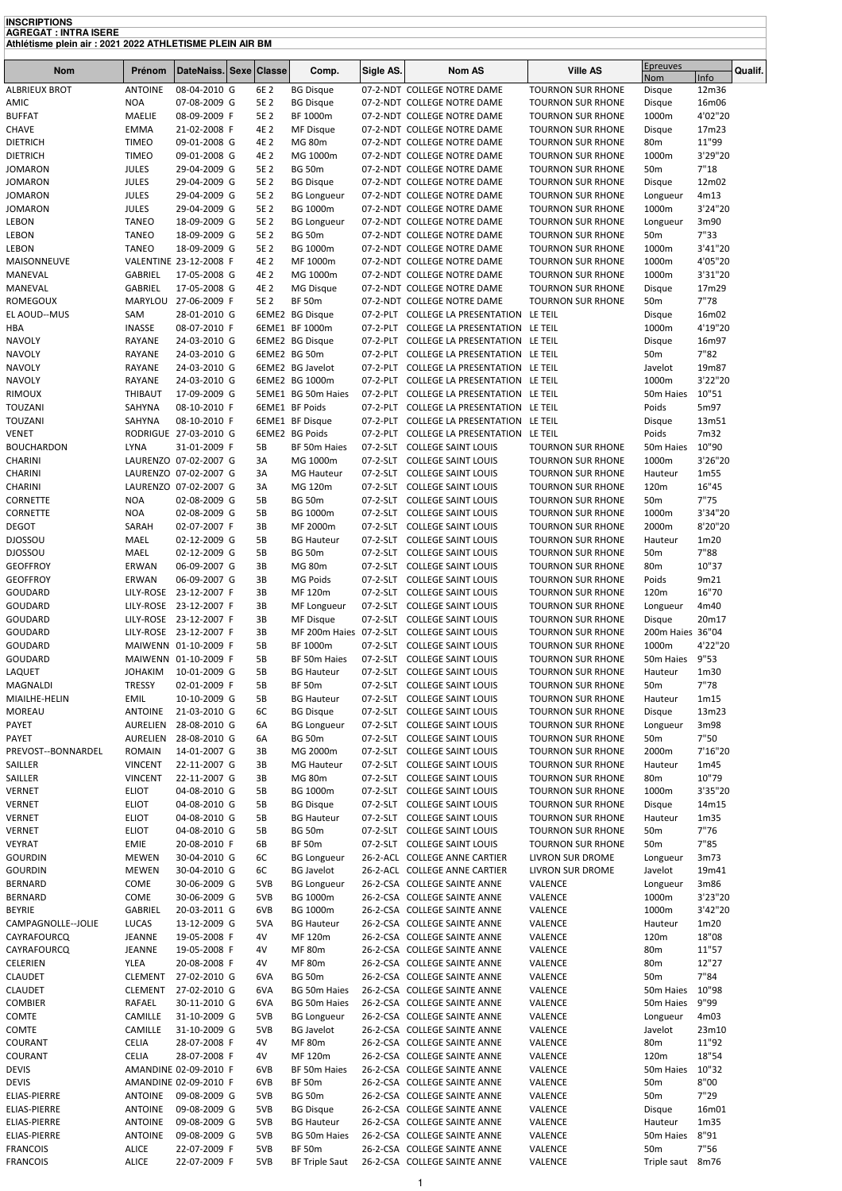**INSCRIPTIONS**
**AGREGAT : INTRA ISERE**
**Athlétisme plein air : 2021 2022 ATHLETISME PLEIN AIR BM**

| Nom | Prénom | DateNaiss. | Sexe | Classe | Comp. | Sigle AS. | Nom AS | Ville AS | Epreuves Nom | Epreuves Info | Qualif. |
|---|---|---|---|---|---|---|---|---|---|---|---|
| ALBRIEUX BROT | ANTOINE | 08-04-2010 | G | 6E 2 | BG Disque | 07-2-NDT | COLLEGE NOTRE DAME | TOURNON SUR RHONE | Disque | 12m36 | |
| AMIC | NOA | 07-08-2009 | G | 5E 2 | BG Disque | 07-2-NDT | COLLEGE NOTRE DAME | TOURNON SUR RHONE | Disque | 16m06 | |
| BUFFAT | MAELIE | 08-09-2009 | F | 5E 2 | BF 1000m | 07-2-NDT | COLLEGE NOTRE DAME | TOURNON SUR RHONE | 1000m | 4'02"20 | |
| CHAVE | EMMA | 21-02-2008 | F | 4E 2 | MF Disque | 07-2-NDT | COLLEGE NOTRE DAME | TOURNON SUR RHONE | Disque | 17m23 | |
| DIETRICH | TIMEO | 09-01-2008 | G | 4E 2 | MG 80m | 07-2-NDT | COLLEGE NOTRE DAME | TOURNON SUR RHONE | 80m | 11"99 | |
| DIETRICH | TIMEO | 09-01-2008 | G | 4E 2 | MG 1000m | 07-2-NDT | COLLEGE NOTRE DAME | TOURNON SUR RHONE | 1000m | 3'29"20 | |
| JOMARON | JULES | 29-04-2009 | G | 5E 2 | BG 50m | 07-2-NDT | COLLEGE NOTRE DAME | TOURNON SUR RHONE | 50m | 7"18 | |
| JOMARON | JULES | 29-04-2009 | G | 5E 2 | BG Disque | 07-2-NDT | COLLEGE NOTRE DAME | TOURNON SUR RHONE | Disque | 12m02 | |
| JOMARON | JULES | 29-04-2009 | G | 5E 2 | BG Longueur | 07-2-NDT | COLLEGE NOTRE DAME | TOURNON SUR RHONE | Longueur | 4m13 | |
| JOMARON | JULES | 29-04-2009 | G | 5E 2 | BG 1000m | 07-2-NDT | COLLEGE NOTRE DAME | TOURNON SUR RHONE | 1000m | 3'24"20 | |
| LEBON | TANEO | 18-09-2009 | G | 5E 2 | BG Longueur | 07-2-NDT | COLLEGE NOTRE DAME | TOURNON SUR RHONE | Longueur | 3m90 | |
| LEBON | TANEO | 18-09-2009 | G | 5E 2 | BG 50m | 07-2-NDT | COLLEGE NOTRE DAME | TOURNON SUR RHONE | 50m | 7"33 | |
| LEBON | TANEO | 18-09-2009 | G | 5E 2 | BG 1000m | 07-2-NDT | COLLEGE NOTRE DAME | TOURNON SUR RHONE | 1000m | 3'41"20 | |
| MAISONNEUVE | VALENTINE | 23-12-2008 | F | 4E 2 | MF 1000m | 07-2-NDT | COLLEGE NOTRE DAME | TOURNON SUR RHONE | 1000m | 4'05"20 | |
| MANEVAL | GABRIEL | 17-05-2008 | G | 4E 2 | MG 1000m | 07-2-NDT | COLLEGE NOTRE DAME | TOURNON SUR RHONE | 1000m | 3'31"20 | |
| MANEVAL | GABRIEL | 17-05-2008 | G | 4E 2 | MG Disque | 07-2-NDT | COLLEGE NOTRE DAME | TOURNON SUR RHONE | Disque | 17m29 | |
| ROMEGOUX | MARYLOU | 27-06-2009 | F | 5E 2 | BF 50m | 07-2-NDT | COLLEGE NOTRE DAME | TOURNON SUR RHONE | 50m | 7"78 | |
| EL AOUD--MUS | SAM | 28-01-2010 | G | 6EME2 | BG Disque | 07-2-PLT | COLLEGE LA PRESENTATION | LE TEIL | Disque | 16m02 | |
| HBA | INASSE | 08-07-2010 | F | 6EME1 | BF 1000m | 07-2-PLT | COLLEGE LA PRESENTATION | LE TEIL | 1000m | 4'19"20 | |
| NAVOLY | RAYANE | 24-03-2010 | G | 6EME2 | BG Disque | 07-2-PLT | COLLEGE LA PRESENTATION | LE TEIL | Disque | 16m97 | |
| NAVOLY | RAYANE | 24-03-2010 | G | 6EME2 | BG 50m | 07-2-PLT | COLLEGE LA PRESENTATION | LE TEIL | 50m | 7"82 | |
| NAVOLY | RAYANE | 24-03-2010 | G | 6EME2 | BG Javelot | 07-2-PLT | COLLEGE LA PRESENTATION | LE TEIL | Javelot | 19m87 | |
| NAVOLY | RAYANE | 24-03-2010 | G | 6EME2 | BG 1000m | 07-2-PLT | COLLEGE LA PRESENTATION | LE TEIL | 1000m | 3'22"20 | |
| RIMOUX | THIBAUT | 17-09-2009 | G | 5EME1 | BG 50m Haies | 07-2-PLT | COLLEGE LA PRESENTATION | LE TEIL | 50m Haies | 10"51 | |
| TOUZANI | SAHYNA | 08-10-2010 | F | 6EME1 | BF Poids | 07-2-PLT | COLLEGE LA PRESENTATION | LE TEIL | Poids | 5m97 | |
| TOUZANI | SAHYNA | 08-10-2010 | F | 6EME1 | BF Disque | 07-2-PLT | COLLEGE LA PRESENTATION | LE TEIL | Disque | 13m51 | |
| VENET | RODRIGUE | 27-03-2010 | G | 6EME2 | BG Poids | 07-2-PLT | COLLEGE LA PRESENTATION | LE TEIL | Poids | 7m32 | |
| BOUCHARDON | LYNA | 31-01-2009 | F | 5B | BF 50m Haies | 07-2-SLT | COLLEGE SAINT LOUIS | TOURNON SUR RHONE | 50m Haies | 10"90 | |
| CHARINI | LAURENZO | 07-02-2007 | G | 3A | MG 1000m | 07-2-SLT | COLLEGE SAINT LOUIS | TOURNON SUR RHONE | 1000m | 3'26"20 | |
| CHARINI | LAURENZO | 07-02-2007 | G | 3A | MG Hauteur | 07-2-SLT | COLLEGE SAINT LOUIS | TOURNON SUR RHONE | Hauteur | 1m55 | |
| CHARINI | LAURENZO | 07-02-2007 | G | 3A | MG 120m | 07-2-SLT | COLLEGE SAINT LOUIS | TOURNON SUR RHONE | 120m | 16"45 | |
| CORNETTE | NOA | 02-08-2009 | G | 5B | BG 50m | 07-2-SLT | COLLEGE SAINT LOUIS | TOURNON SUR RHONE | 50m | 7"75 | |
| CORNETTE | NOA | 02-08-2009 | G | 5B | BG 1000m | 07-2-SLT | COLLEGE SAINT LOUIS | TOURNON SUR RHONE | 1000m | 3'34"20 | |
| DEGOT | SARAH | 02-07-2007 | F | 3B | MF 2000m | 07-2-SLT | COLLEGE SAINT LOUIS | TOURNON SUR RHONE | 2000m | 8'20"20 | |
| DJOSSOU | MAEL | 02-12-2009 | G | 5B | BG Hauteur | 07-2-SLT | COLLEGE SAINT LOUIS | TOURNON SUR RHONE | Hauteur | 1m20 | |
| DJOSSOU | MAEL | 02-12-2009 | G | 5B | BG 50m | 07-2-SLT | COLLEGE SAINT LOUIS | TOURNON SUR RHONE | 50m | 7"88 | |
| GEOFFROY | ERWAN | 06-09-2007 | G | 3B | MG 80m | 07-2-SLT | COLLEGE SAINT LOUIS | TOURNON SUR RHONE | 80m | 10"37 | |
| GEOFFROY | ERWAN | 06-09-2007 | G | 3B | MG Poids | 07-2-SLT | COLLEGE SAINT LOUIS | TOURNON SUR RHONE | Poids | 9m21 | |
| GOUDARD | LILY-ROSE | 23-12-2007 | F | 3B | MF 120m | 07-2-SLT | COLLEGE SAINT LOUIS | TOURNON SUR RHONE | 120m | 16"70 | |
| GOUDARD | LILY-ROSE | 23-12-2007 | F | 3B | MF Longueur | 07-2-SLT | COLLEGE SAINT LOUIS | TOURNON SUR RHONE | Longueur | 4m40 | |
| GOUDARD | LILY-ROSE | 23-12-2007 | F | 3B | MF Disque | 07-2-SLT | COLLEGE SAINT LOUIS | TOURNON SUR RHONE | Disque | 20m17 | |
| GOUDARD | LILY-ROSE | 23-12-2007 | F | 3B | MF 200m Haies | 07-2-SLT | COLLEGE SAINT LOUIS | TOURNON SUR RHONE | 200m Haies | 36"04 | |
| GOUDARD | MAIWENN | 01-10-2009 | F | 5B | BF 1000m | 07-2-SLT | COLLEGE SAINT LOUIS | TOURNON SUR RHONE | 1000m | 4'22"20 | |
| GOUDARD | MAIWENN | 01-10-2009 | F | 5B | BF 50m Haies | 07-2-SLT | COLLEGE SAINT LOUIS | TOURNON SUR RHONE | 50m Haies | 9"53 | |
| LAQUET | JOHAKIM | 10-01-2009 | G | 5B | BG Hauteur | 07-2-SLT | COLLEGE SAINT LOUIS | TOURNON SUR RHONE | Hauteur | 1m30 | |
| MAGNALDI | TRESSY | 02-01-2009 | F | 5B | BF 50m | 07-2-SLT | COLLEGE SAINT LOUIS | TOURNON SUR RHONE | 50m | 7"78 | |
| MIAILHE-HELIN | EMIL | 10-10-2009 | G | 5B | BG Hauteur | 07-2-SLT | COLLEGE SAINT LOUIS | TOURNON SUR RHONE | Hauteur | 1m15 | |
| MOREAU | ANTOINE | 21-03-2010 | G | 6C | BG Disque | 07-2-SLT | COLLEGE SAINT LOUIS | TOURNON SUR RHONE | Disque | 13m23 | |
| PAYET | AURELIEN | 28-08-2010 | G | 6A | BG Longueur | 07-2-SLT | COLLEGE SAINT LOUIS | TOURNON SUR RHONE | Longueur | 3m98 | |
| PAYET | AURELIEN | 28-08-2010 | G | 6A | BG 50m | 07-2-SLT | COLLEGE SAINT LOUIS | TOURNON SUR RHONE | 50m | 7"50 | |
| PREVOST--BONNARDEL | ROMAIN | 14-01-2007 | G | 3B | MG 2000m | 07-2-SLT | COLLEGE SAINT LOUIS | TOURNON SUR RHONE | 2000m | 7'16"20 | |
| SAILLER | VINCENT | 22-11-2007 | G | 3B | MG Hauteur | 07-2-SLT | COLLEGE SAINT LOUIS | TOURNON SUR RHONE | Hauteur | 1m45 | |
| SAILLER | VINCENT | 22-11-2007 | G | 3B | MG 80m | 07-2-SLT | COLLEGE SAINT LOUIS | TOURNON SUR RHONE | 80m | 10"79 | |
| VERNET | ELIOT | 04-08-2010 | G | 5B | BG 1000m | 07-2-SLT | COLLEGE SAINT LOUIS | TOURNON SUR RHONE | 1000m | 3'35"20 | |
| VERNET | ELIOT | 04-08-2010 | G | 5B | BG Disque | 07-2-SLT | COLLEGE SAINT LOUIS | TOURNON SUR RHONE | Disque | 14m15 | |
| VERNET | ELIOT | 04-08-2010 | G | 5B | BG Hauteur | 07-2-SLT | COLLEGE SAINT LOUIS | TOURNON SUR RHONE | Hauteur | 1m35 | |
| VERNET | ELIOT | 04-08-2010 | G | 5B | BG 50m | 07-2-SLT | COLLEGE SAINT LOUIS | TOURNON SUR RHONE | 50m | 7"76 | |
| VEYRAT | EMIE | 20-08-2010 | F | 6B | BF 50m | 07-2-SLT | COLLEGE SAINT LOUIS | TOURNON SUR RHONE | 50m | 7"85 | |
| GOURDIN | MEWEN | 30-04-2010 | G | 6C | BG Longueur | 26-2-ACL | COLLEGE ANNE CARTIER | LIVRON SUR DROME | Longueur | 3m73 | |
| GOURDIN | MEWEN | 30-04-2010 | G | 6C | BG Javelot | 26-2-ACL | COLLEGE ANNE CARTIER | LIVRON SUR DROME | Javelot | 19m41 | |
| BERNARD | COME | 30-06-2009 | G | 5VB | BG Longueur | 26-2-CSA | COLLEGE SAINTE ANNE | VALENCE | Longueur | 3m86 | |
| BERNARD | COME | 30-06-2009 | G | 5VB | BG 1000m | 26-2-CSA | COLLEGE SAINTE ANNE | VALENCE | 1000m | 3'23"20 | |
| BEYRIE | GABRIEL | 20-03-2011 | G | 6VB | BG 1000m | 26-2-CSA | COLLEGE SAINTE ANNE | VALENCE | 1000m | 3'42"20 | |
| CAMPAGNOLLE--JOLIE | LUCAS | 13-12-2009 | G | 5VA | BG Hauteur | 26-2-CSA | COLLEGE SAINTE ANNE | VALENCE | Hauteur | 1m20 | |
| CAYRAFOURCQ | JEANNE | 19-05-2008 | F | 4V | MF 120m | 26-2-CSA | COLLEGE SAINTE ANNE | VALENCE | 120m | 18"08 | |
| CAYRAFOURCQ | JEANNE | 19-05-2008 | F | 4V | MF 80m | 26-2-CSA | COLLEGE SAINTE ANNE | VALENCE | 80m | 11"57 | |
| CELERIEN | YLEA | 20-08-2008 | F | 4V | MF 80m | 26-2-CSA | COLLEGE SAINTE ANNE | VALENCE | 80m | 12"27 | |
| CLAUDET | CLEMENT | 27-02-2010 | G | 6VA | BG 50m | 26-2-CSA | COLLEGE SAINTE ANNE | VALENCE | 50m | 7"84 | |
| CLAUDET | CLEMENT | 27-02-2010 | G | 6VA | BG 50m Haies | 26-2-CSA | COLLEGE SAINTE ANNE | VALENCE | 50m Haies | 10"98 | |
| COMBIER | RAFAEL | 30-11-2010 | G | 6VA | BG 50m Haies | 26-2-CSA | COLLEGE SAINTE ANNE | VALENCE | 50m Haies | 9"99 | |
| COMTE | CAMILLE | 31-10-2009 | G | 5VB | BG Longueur | 26-2-CSA | COLLEGE SAINTE ANNE | VALENCE | Longueur | 4m03 | |
| COMTE | CAMILLE | 31-10-2009 | G | 5VB | BG Javelot | 26-2-CSA | COLLEGE SAINTE ANNE | VALENCE | Javelot | 23m10 | |
| COURANT | CELIA | 28-07-2008 | F | 4V | MF 80m | 26-2-CSA | COLLEGE SAINTE ANNE | VALENCE | 80m | 11"92 | |
| COURANT | CELIA | 28-07-2008 | F | 4V | MF 120m | 26-2-CSA | COLLEGE SAINTE ANNE | VALENCE | 120m | 18"54 | |
| DEVIS | AMANDINE | 02-09-2010 | F | 6VB | BF 50m Haies | 26-2-CSA | COLLEGE SAINTE ANNE | VALENCE | 50m Haies | 10"32 | |
| DEVIS | AMANDINE | 02-09-2010 | F | 6VB | BF 50m | 26-2-CSA | COLLEGE SAINTE ANNE | VALENCE | 50m | 8"00 | |
| ELIAS-PIERRE | ANTOINE | 09-08-2009 | G | 5VB | BG 50m | 26-2-CSA | COLLEGE SAINTE ANNE | VALENCE | 50m | 7"29 | |
| ELIAS-PIERRE | ANTOINE | 09-08-2009 | G | 5VB | BG Disque | 26-2-CSA | COLLEGE SAINTE ANNE | VALENCE | Disque | 16m01 | |
| ELIAS-PIERRE | ANTOINE | 09-08-2009 | G | 5VB | BG Hauteur | 26-2-CSA | COLLEGE SAINTE ANNE | VALENCE | Hauteur | 1m35 | |
| ELIAS-PIERRE | ANTOINE | 09-08-2009 | G | 5VB | BG 50m Haies | 26-2-CSA | COLLEGE SAINTE ANNE | VALENCE | 50m Haies | 8"91 | |
| FRANCOIS | ALICE | 22-07-2009 | F | 5VB | BF 50m | 26-2-CSA | COLLEGE SAINTE ANNE | VALENCE | 50m | 7"56 | |
| FRANCOIS | ALICE | 22-07-2009 | F | 5VB | BF Triple Saut | 26-2-CSA | COLLEGE SAINTE ANNE | VALENCE | Triple saut | 8m76 | |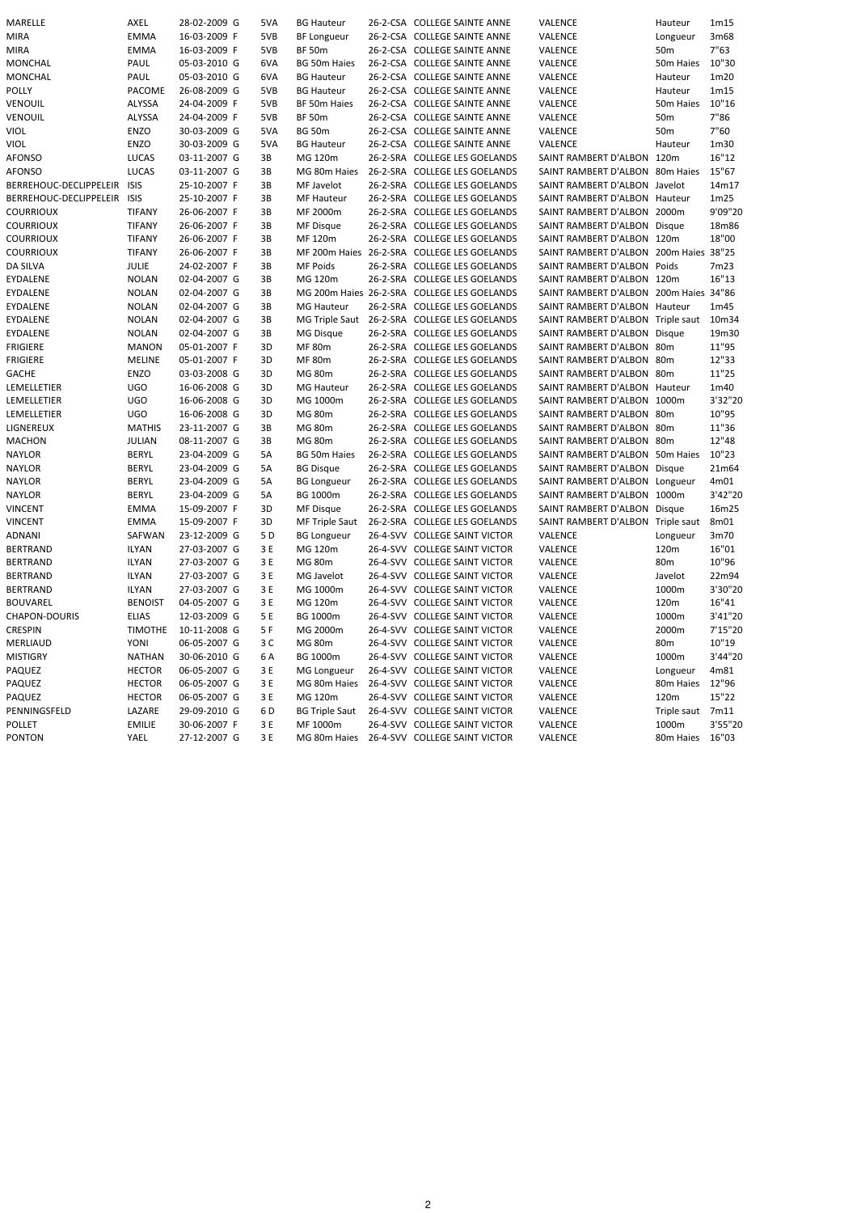| | | | | | | | | | |
|---|---|---|---|---|---|---|---|---|---|
| MARELLE | AXEL | 28-02-2009 | G | 5VA | BG Hauteur | 26-2-CSA | COLLEGE SAINTE ANNE | VALENCE | Hauteur | 1m15 |
| MIRA | EMMA | 16-03-2009 | F | 5VB | BF Longueur | 26-2-CSA | COLLEGE SAINTE ANNE | VALENCE | Longueur | 3m68 |
| MIRA | EMMA | 16-03-2009 | F | 5VB | BF 50m | 26-2-CSA | COLLEGE SAINTE ANNE | VALENCE | 50m | 7"63 |
| MONCHAL | PAUL | 05-03-2010 | G | 6VA | BG 50m Haies | 26-2-CSA | COLLEGE SAINTE ANNE | VALENCE | 50m Haies | 10"30 |
| MONCHAL | PAUL | 05-03-2010 | G | 6VA | BG Hauteur | 26-2-CSA | COLLEGE SAINTE ANNE | VALENCE | Hauteur | 1m20 |
| POLLY | PACOME | 26-08-2009 | G | 5VB | BG Hauteur | 26-2-CSA | COLLEGE SAINTE ANNE | VALENCE | Hauteur | 1m15 |
| VENOUIL | ALYSSA | 24-04-2009 | F | 5VB | BF 50m Haies | 26-2-CSA | COLLEGE SAINTE ANNE | VALENCE | 50m Haies | 10"16 |
| VENOUIL | ALYSSA | 24-04-2009 | F | 5VB | BF 50m | 26-2-CSA | COLLEGE SAINTE ANNE | VALENCE | 50m | 7"86 |
| VIOL | ENZO | 30-03-2009 | G | 5VA | BG 50m | 26-2-CSA | COLLEGE SAINTE ANNE | VALENCE | 50m | 7"60 |
| VIOL | ENZO | 30-03-2009 | G | 5VA | BG Hauteur | 26-2-CSA | COLLEGE SAINTE ANNE | VALENCE | Hauteur | 1m30 |
| AFONSO | LUCAS | 03-11-2007 | G | 3B | MG 120m | 26-2-SRA | COLLEGE LES GOELANDS | SAINT RAMBERT D'ALBON | 120m | 16"12 |
| AFONSO | LUCAS | 03-11-2007 | G | 3B | MG 80m Haies | 26-2-SRA | COLLEGE LES GOELANDS | SAINT RAMBERT D'ALBON | 80m Haies | 15"67 |
| BERREHOUC-DECLIPPELEIR | ISIS | 25-10-2007 | F | 3B | MF Javelot | 26-2-SRA | COLLEGE LES GOELANDS | SAINT RAMBERT D'ALBON | Javelot | 14m17 |
| BERREHOUC-DECLIPPELEIR | ISIS | 25-10-2007 | F | 3B | MF Hauteur | 26-2-SRA | COLLEGE LES GOELANDS | SAINT RAMBERT D'ALBON | Hauteur | 1m25 |
| COURRIOUX | TIFANY | 26-06-2007 | F | 3B | MF 2000m | 26-2-SRA | COLLEGE LES GOELANDS | SAINT RAMBERT D'ALBON | 2000m | 9'09"20 |
| COURRIOUX | TIFANY | 26-06-2007 | F | 3B | MF Disque | 26-2-SRA | COLLEGE LES GOELANDS | SAINT RAMBERT D'ALBON | Disque | 18m86 |
| COURRIOUX | TIFANY | 26-06-2007 | F | 3B | MF 120m | 26-2-SRA | COLLEGE LES GOELANDS | SAINT RAMBERT D'ALBON | 120m | 18"00 |
| COURRIOUX | TIFANY | 26-06-2007 | F | 3B | MF 200m Haies | 26-2-SRA | COLLEGE LES GOELANDS | SAINT RAMBERT D'ALBON | 200m Haies | 38"25 |
| DA SILVA | JULIE | 24-02-2007 | F | 3B | MF Poids | 26-2-SRA | COLLEGE LES GOELANDS | SAINT RAMBERT D'ALBON | Poids | 7m23 |
| EYDALENE | NOLAN | 02-04-2007 | G | 3B | MG 120m | 26-2-SRA | COLLEGE LES GOELANDS | SAINT RAMBERT D'ALBON | 120m | 16"13 |
| EYDALENE | NOLAN | 02-04-2007 | G | 3B | MG 200m Haies | 26-2-SRA | COLLEGE LES GOELANDS | SAINT RAMBERT D'ALBON | 200m Haies | 34"86 |
| EYDALENE | NOLAN | 02-04-2007 | G | 3B | MG Hauteur | 26-2-SRA | COLLEGE LES GOELANDS | SAINT RAMBERT D'ALBON | Hauteur | 1m45 |
| EYDALENE | NOLAN | 02-04-2007 | G | 3B | MG Triple Saut | 26-2-SRA | COLLEGE LES GOELANDS | SAINT RAMBERT D'ALBON | Triple saut | 10m34 |
| EYDALENE | NOLAN | 02-04-2007 | G | 3B | MG Disque | 26-2-SRA | COLLEGE LES GOELANDS | SAINT RAMBERT D'ALBON | Disque | 19m30 |
| FRIGIERE | MANON | 05-01-2007 | F | 3D | MF 80m | 26-2-SRA | COLLEGE LES GOELANDS | SAINT RAMBERT D'ALBON | 80m | 11"95 |
| FRIGIERE | MELINE | 05-01-2007 | F | 3D | MF 80m | 26-2-SRA | COLLEGE LES GOELANDS | SAINT RAMBERT D'ALBON | 80m | 12"33 |
| GACHE | ENZO | 03-03-2008 | G | 3D | MG 80m | 26-2-SRA | COLLEGE LES GOELANDS | SAINT RAMBERT D'ALBON | 80m | 11"25 |
| LEMELLETIER | UGO | 16-06-2008 | G | 3D | MG Hauteur | 26-2-SRA | COLLEGE LES GOELANDS | SAINT RAMBERT D'ALBON | Hauteur | 1m40 |
| LEMELLETIER | UGO | 16-06-2008 | G | 3D | MG 1000m | 26-2-SRA | COLLEGE LES GOELANDS | SAINT RAMBERT D'ALBON | 1000m | 3'32"20 |
| LEMELLETIER | UGO | 16-06-2008 | G | 3D | MG 80m | 26-2-SRA | COLLEGE LES GOELANDS | SAINT RAMBERT D'ALBON | 80m | 10"95 |
| LIGNEREUX | MATHIS | 23-11-2007 | G | 3B | MG 80m | 26-2-SRA | COLLEGE LES GOELANDS | SAINT RAMBERT D'ALBON | 80m | 11"36 |
| MACHON | JULIAN | 08-11-2007 | G | 3B | MG 80m | 26-2-SRA | COLLEGE LES GOELANDS | SAINT RAMBERT D'ALBON | 80m | 12"48 |
| NAYLOR | BERYL | 23-04-2009 | G | 5A | BG 50m Haies | 26-2-SRA | COLLEGE LES GOELANDS | SAINT RAMBERT D'ALBON | 50m Haies | 10"23 |
| NAYLOR | BERYL | 23-04-2009 | G | 5A | BG Disque | 26-2-SRA | COLLEGE LES GOELANDS | SAINT RAMBERT D'ALBON | Disque | 21m64 |
| NAYLOR | BERYL | 23-04-2009 | G | 5A | BG Longueur | 26-2-SRA | COLLEGE LES GOELANDS | SAINT RAMBERT D'ALBON | Longueur | 4m01 |
| NAYLOR | BERYL | 23-04-2009 | G | 5A | BG 1000m | 26-2-SRA | COLLEGE LES GOELANDS | SAINT RAMBERT D'ALBON | 1000m | 3'42"20 |
| VINCENT | EMMA | 15-09-2007 | F | 3D | MF Disque | 26-2-SRA | COLLEGE LES GOELANDS | SAINT RAMBERT D'ALBON | Disque | 16m25 |
| VINCENT | EMMA | 15-09-2007 | F | 3D | MF Triple Saut | 26-2-SRA | COLLEGE LES GOELANDS | SAINT RAMBERT D'ALBON | Triple saut | 8m01 |
| ADNANI | SAFWAN | 23-12-2009 | G | 5 D | BG Longueur | 26-4-SVV | COLLEGE SAINT VICTOR | VALENCE | Longueur | 3m70 |
| BERTRAND | ILYAN | 27-03-2007 | G | 3 E | MG 120m | 26-4-SVV | COLLEGE SAINT VICTOR | VALENCE | 120m | 16"01 |
| BERTRAND | ILYAN | 27-03-2007 | G | 3 E | MG 80m | 26-4-SVV | COLLEGE SAINT VICTOR | VALENCE | 80m | 10"96 |
| BERTRAND | ILYAN | 27-03-2007 | G | 3 E | MG Javelot | 26-4-SVV | COLLEGE SAINT VICTOR | VALENCE | Javelot | 22m94 |
| BERTRAND | ILYAN | 27-03-2007 | G | 3 E | MG 1000m | 26-4-SVV | COLLEGE SAINT VICTOR | VALENCE | 1000m | 3'30"20 |
| BOUVAREL | BENOIST | 04-05-2007 | G | 3 E | MG 120m | 26-4-SVV | COLLEGE SAINT VICTOR | VALENCE | 120m | 16"41 |
| CHAPON-DOURIS | ELIAS | 12-03-2009 | G | 5 E | BG 1000m | 26-4-SVV | COLLEGE SAINT VICTOR | VALENCE | 1000m | 3'41"20 |
| CRESPIN | TIMOTHE | 10-11-2008 | G | 5 F | MG 2000m | 26-4-SVV | COLLEGE SAINT VICTOR | VALENCE | 2000m | 7'15"20 |
| MERLIAUD | YONI | 06-05-2007 | G | 3 C | MG 80m | 26-4-SVV | COLLEGE SAINT VICTOR | VALENCE | 80m | 10"19 |
| MISTIGRY | NATHAN | 30-06-2010 | G | 6 A | BG 1000m | 26-4-SVV | COLLEGE SAINT VICTOR | VALENCE | 1000m | 3'44"20 |
| PAQUEZ | HECTOR | 06-05-2007 | G | 3 E | MG Longueur | 26-4-SVV | COLLEGE SAINT VICTOR | VALENCE | Longueur | 4m81 |
| PAQUEZ | HECTOR | 06-05-2007 | G | 3 E | MG 80m Haies | 26-4-SVV | COLLEGE SAINT VICTOR | VALENCE | 80m Haies | 12"96 |
| PAQUEZ | HECTOR | 06-05-2007 | G | 3 E | MG 120m | 26-4-SVV | COLLEGE SAINT VICTOR | VALENCE | 120m | 15"22 |
| PENNINGSFELD | LAZARE | 29-09-2010 | G | 6 D | BG Triple Saut | 26-4-SVV | COLLEGE SAINT VICTOR | VALENCE | Triple saut | 7m11 |
| POLLET | EMILIE | 30-06-2007 | F | 3 E | MF 1000m | 26-4-SVV | COLLEGE SAINT VICTOR | VALENCE | 1000m | 3'55"20 |
| PONTON | YAEL | 27-12-2007 | G | 3 E | MG 80m Haies | 26-4-SVV | COLLEGE SAINT VICTOR | VALENCE | 80m Haies | 16"03 |